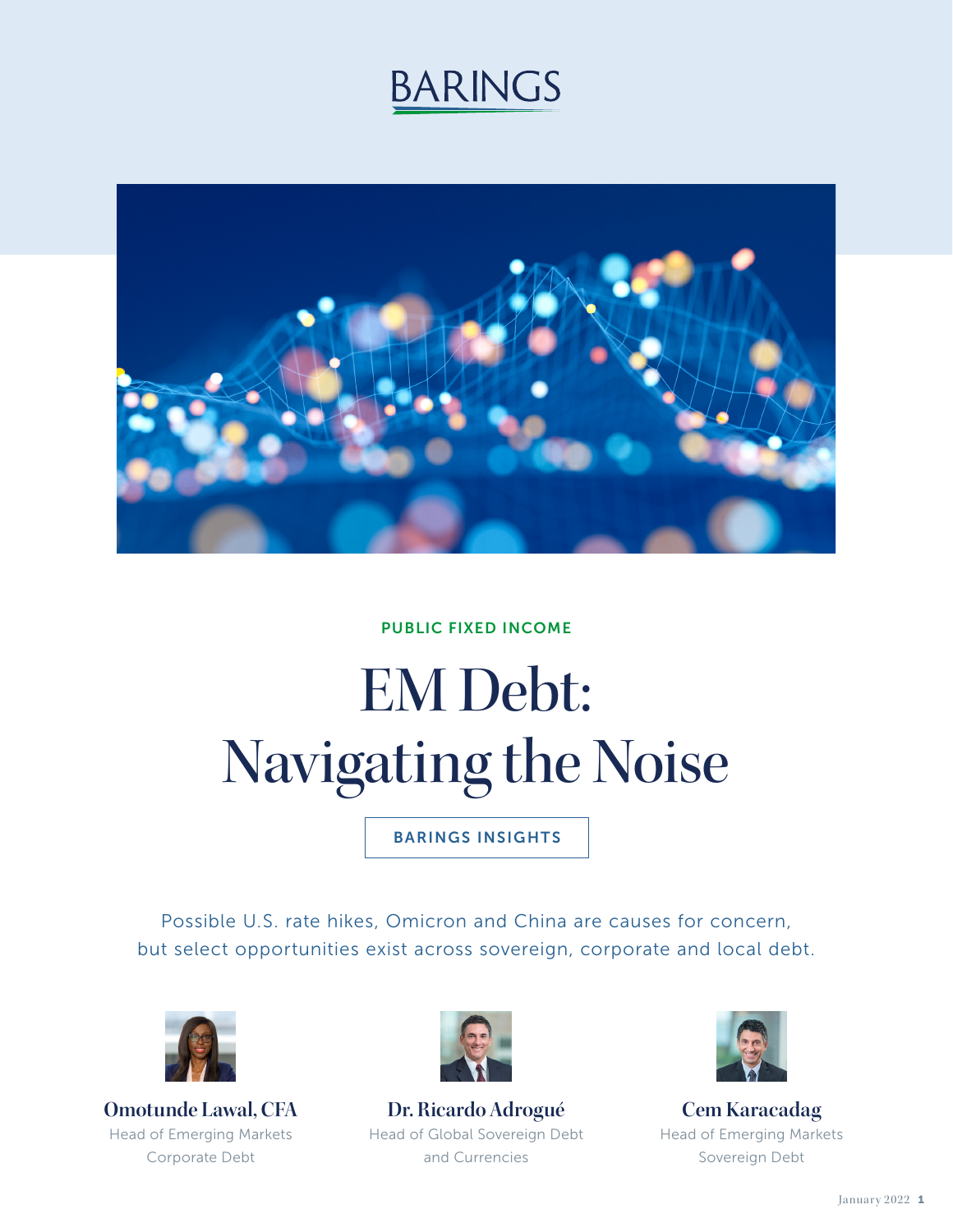BARINGS

PUBLIC FIXED INCOME

# EM Debt: Navigating the Noise

BARINGS INSIGHTS

Possible U.S. rate hikes, Omicron and China are causes for concern, but select opportunities exist across sovereign, corporate and local debt.

**Omotunde Lawal, CFA**
Head of Emerging Markets Corporate Debt

**Dr. Ricardo Adrogué**
Head of Global Sovereign Debt and Currencies

**Cem Karacadag**
Head of Emerging Markets Sovereign Debt

January 2022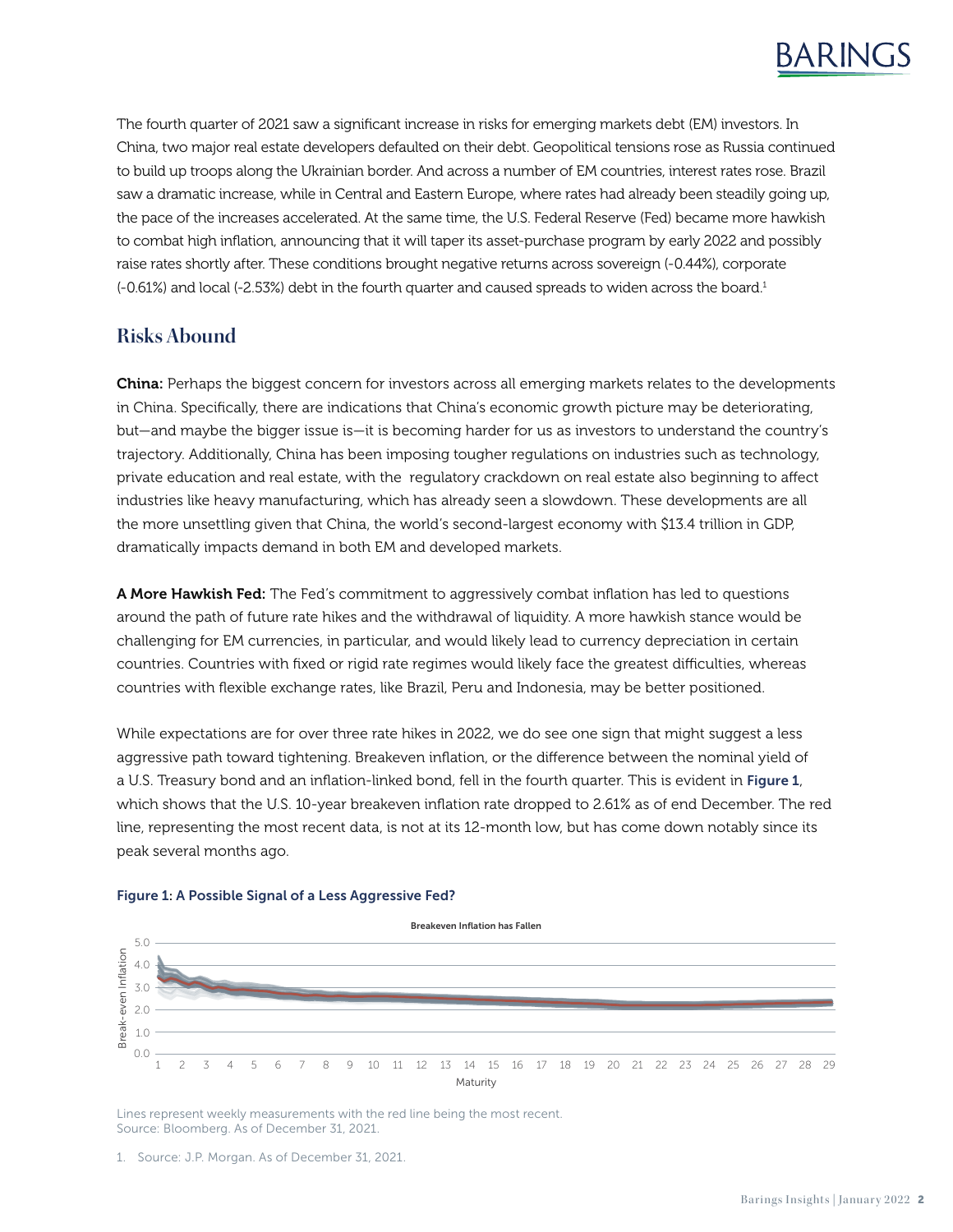The fourth quarter of 2021 saw a significant increase in risks for emerging markets debt (EM) investors. In China, two major real estate developers defaulted on their debt. Geopolitical tensions rose as Russia continued to build up troops along the Ukrainian border. And across a number of EM countries, interest rates rose. Brazil saw a dramatic increase, while in Central and Eastern Europe, where rates had already been steadily going up, the pace of the increases accelerated. At the same time, the U.S. Federal Reserve (Fed) became more hawkish to combat high inflation, announcing that it will taper its asset-purchase program by early 2022 and possibly raise rates shortly after. These conditions brought negative returns across sovereign (-0.44%), corporate (-0.61%) and local (-2.53%) debt in the fourth quarter and caused spreads to widen across the board.[1]

## Risks Abound

**China:** Perhaps the biggest concern for investors across all emerging markets relates to the developments in China. Specifically, there are indications that China's economic growth picture may be deteriorating, but—and maybe the bigger issue is—it is becoming harder for us as investors to understand the country's trajectory. Additionally, China has been imposing tougher regulations on industries such as technology, private education and real estate, with the regulatory crackdown on real estate also beginning to affect industries like heavy manufacturing, which has already seen a slowdown. These developments are all the more unsettling given that China, the world's second-largest economy with $13.4 trillion in GDP, dramatically impacts demand in both EM and developed markets.

**A More Hawkish Fed:** The Fed's commitment to aggressively combat inflation has led to questions around the path of future rate hikes and the withdrawal of liquidity. A more hawkish stance would be challenging for EM currencies, in particular, and would likely lead to currency depreciation in certain countries. Countries with fixed or rigid rate regimes would likely face the greatest difficulties, whereas countries with flexible exchange rates, like Brazil, Peru and Indonesia, may be better positioned.

While expectations are for over three rate hikes in 2022, we do see one sign that might suggest a less aggressive path toward tightening. Breakeven inflation, or the difference between the nominal yield of a U.S. Treasury bond and an inflation-linked bond, fell in the fourth quarter. This is evident in **Figure 1**, which shows that the U.S. 10-year breakeven inflation rate dropped to 2.61% as of end December. The red line, representing the most recent data, is not at its 12-month low, but has come down notably since its peak several months ago.

**Figure 1: A Possible Signal of a Less Aggressive Fed?**

Lines represent weekly measurements with the red line being the most recent.
Source: Bloomberg. As of December 31, 2021.

1. Source: J.P. Morgan. As of December 31, 2021.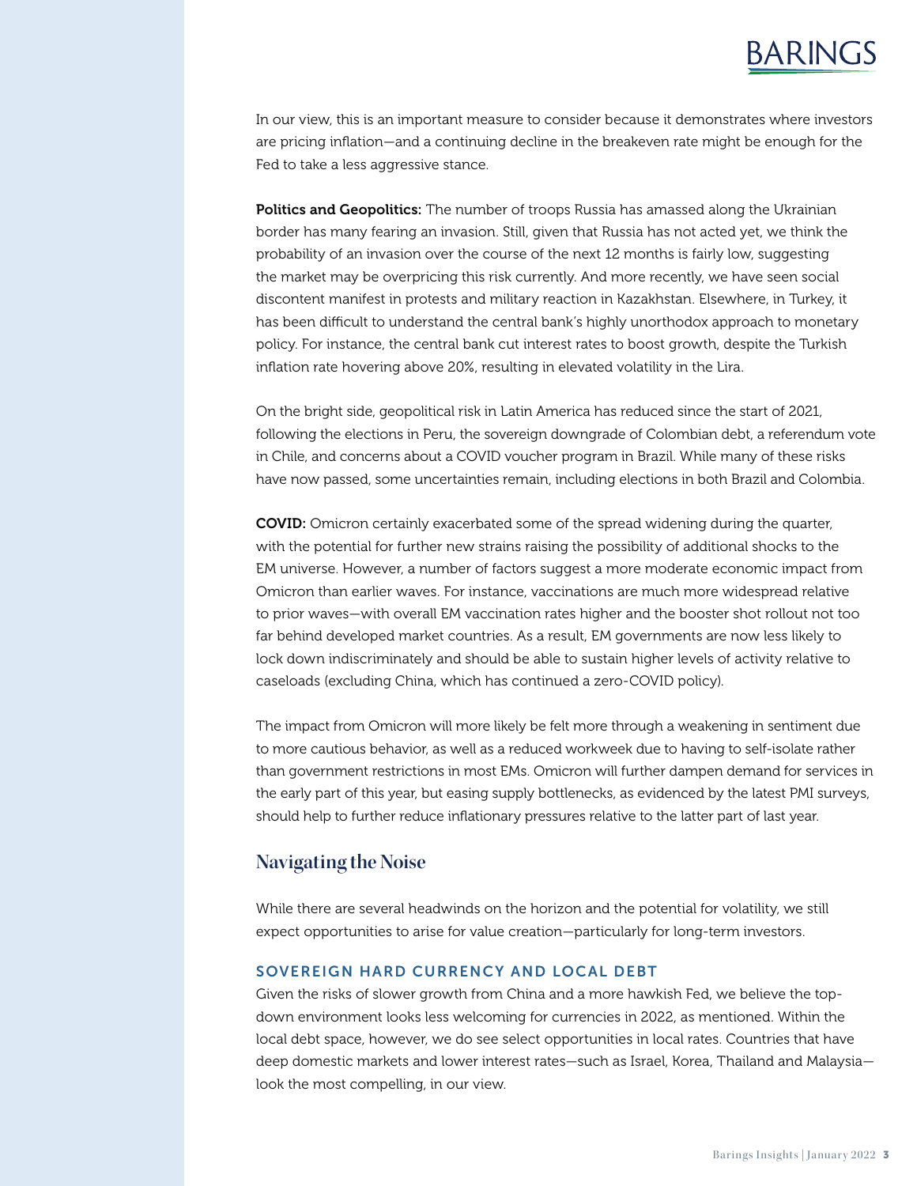In our view, this is an important measure to consider because it demonstrates where investors are pricing inflation—and a continuing decline in the breakeven rate might be enough for the Fed to take a less aggressive stance.

**Politics and Geopolitics:** The number of troops Russia has amassed along the Ukrainian border has many fearing an invasion. Still, given that Russia has not acted yet, we think the probability of an invasion over the course of the next 12 months is fairly low, suggesting the market may be overpricing this risk currently. And more recently, we have seen social discontent manifest in protests and military reaction in Kazakhstan. Elsewhere, in Turkey, it has been difficult to understand the central bank's highly unorthodox approach to monetary policy. For instance, the central bank cut interest rates to boost growth, despite the Turkish inflation rate hovering above 20%, resulting in elevated volatility in the Lira.

On the bright side, geopolitical risk in Latin America has reduced since the start of 2021, following the elections in Peru, the sovereign downgrade of Colombian debt, a referendum vote in Chile, and concerns about a COVID voucher program in Brazil. While many of these risks have now passed, some uncertainties remain, including elections in both Brazil and Colombia.

**COVID:** Omicron certainly exacerbated some of the spread widening during the quarter, with the potential for further new strains raising the possibility of additional shocks to the EM universe. However, a number of factors suggest a more moderate economic impact from Omicron than earlier waves. For instance, vaccinations are much more widespread relative to prior waves—with overall EM vaccination rates higher and the booster shot rollout not too far behind developed market countries. As a result, EM governments are now less likely to lock down indiscriminately and should be able to sustain higher levels of activity relative to caseloads (excluding China, which has continued a zero-COVID policy).

The impact from Omicron will more likely be felt more through a weakening in sentiment due to more cautious behavior, as well as a reduced workweek due to having to self-isolate rather than government restrictions in most EMs. Omicron will further dampen demand for services in the early part of this year, but easing supply bottlenecks, as evidenced by the latest PMI surveys, should help to further reduce inflationary pressures relative to the latter part of last year.

## Navigating the Noise

While there are several headwinds on the horizon and the potential for volatility, we still expect opportunities to arise for value creation—particularly for long-term investors.

### SOVEREIGN HARD CURRENCY AND LOCAL DEBT

Given the risks of slower growth from China and a more hawkish Fed, we believe the top-down environment looks less welcoming for currencies in 2022, as mentioned. Within the local debt space, however, we do see select opportunities in local rates. Countries that have deep domestic markets and lower interest rates—such as Israel, Korea, Thailand and Malaysia—look the most compelling, in our view.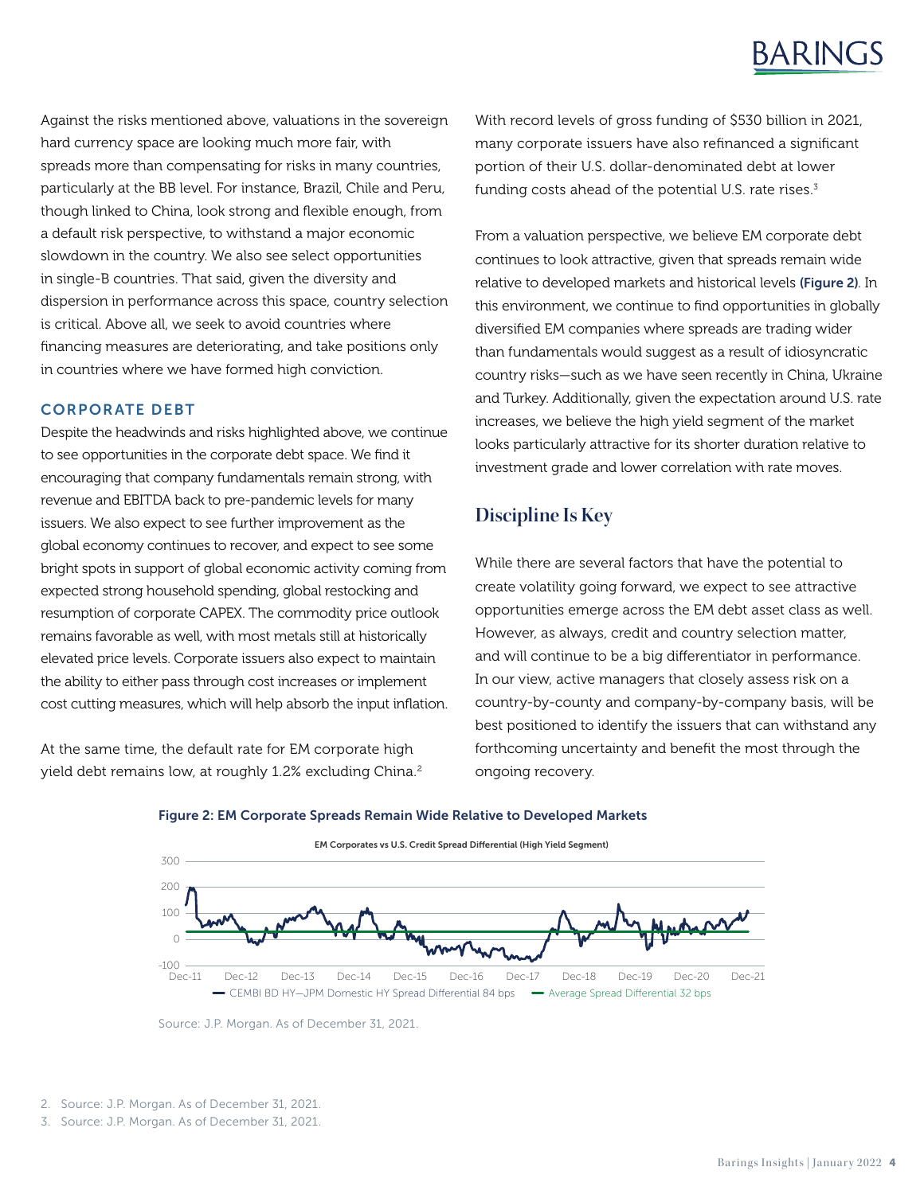Against the risks mentioned above, valuations in the sovereign hard currency space are looking much more fair, with spreads more than compensating for risks in many countries, particularly at the BB level. For instance, Brazil, Chile and Peru, though linked to China, look strong and flexible enough, from a default risk perspective, to withstand a major economic slowdown in the country. We also see select opportunities in single-B countries. That said, given the diversity and dispersion in performance across this space, country selection is critical. Above all, we seek to avoid countries where financing measures are deteriorating, and take positions only in countries where we have formed high conviction.

### CORPORATE DEBT

Despite the headwinds and risks highlighted above, we continue to see opportunities in the corporate debt space. We find it encouraging that company fundamentals remain strong, with revenue and EBITDA back to pre-pandemic levels for many issuers. We also expect to see further improvement as the global economy continues to recover, and expect to see some bright spots in support of global economic activity coming from expected strong household spending, global restocking and resumption of corporate CAPEX. The commodity price outlook remains favorable as well, with most metals still at historically elevated price levels. Corporate issuers also expect to maintain the ability to either pass through cost increases or implement cost cutting measures, which will help absorb the input inflation.

At the same time, the default rate for EM corporate high yield debt remains low, at roughly 1.2% excluding China.[2] With record levels of gross funding of $530 billion in 2021, many corporate issuers have also refinanced a significant portion of their U.S. dollar-denominated debt at lower funding costs ahead of the potential U.S. rate rises.[3]

From a valuation perspective, we believe EM corporate debt continues to look attractive, given that spreads remain wide relative to developed markets and historical levels **(Figure 2)**. In this environment, we continue to find opportunities in globally diversified EM companies where spreads are trading wider than fundamentals would suggest as a result of idiosyncratic country risks—such as we have seen recently in China, Ukraine and Turkey. Additionally, given the expectation around U.S. rate increases, we believe the high yield segment of the market looks particularly attractive for its shorter duration relative to investment grade and lower correlation with rate moves.

## Discipline Is Key

While there are several factors that have the potential to create volatility going forward, we expect to see attractive opportunities emerge across the EM debt asset class as well. However, as always, credit and country selection matter, and will continue to be a big differentiator in performance. In our view, active managers that closely assess risk on a country-by-county and company-by-company basis, will be best positioned to identify the issuers that can withstand any forthcoming uncertainty and benefit the most through the ongoing recovery.

**Figure 2: EM Corporate Spreads Remain Wide Relative to Developed Markets**

EM Corporates vs U.S. Credit Spread Differential (High Yield Segment)

— CEMBI BD HY—JPM Domestic HY Spread Differential 84 bps — Average Spread Differential 32 bps

Source: J.P. Morgan. As of December 31, 2021.

2. Source: J.P. Morgan. As of December 31, 2021.
3. Source: J.P. Morgan. As of December 31, 2021.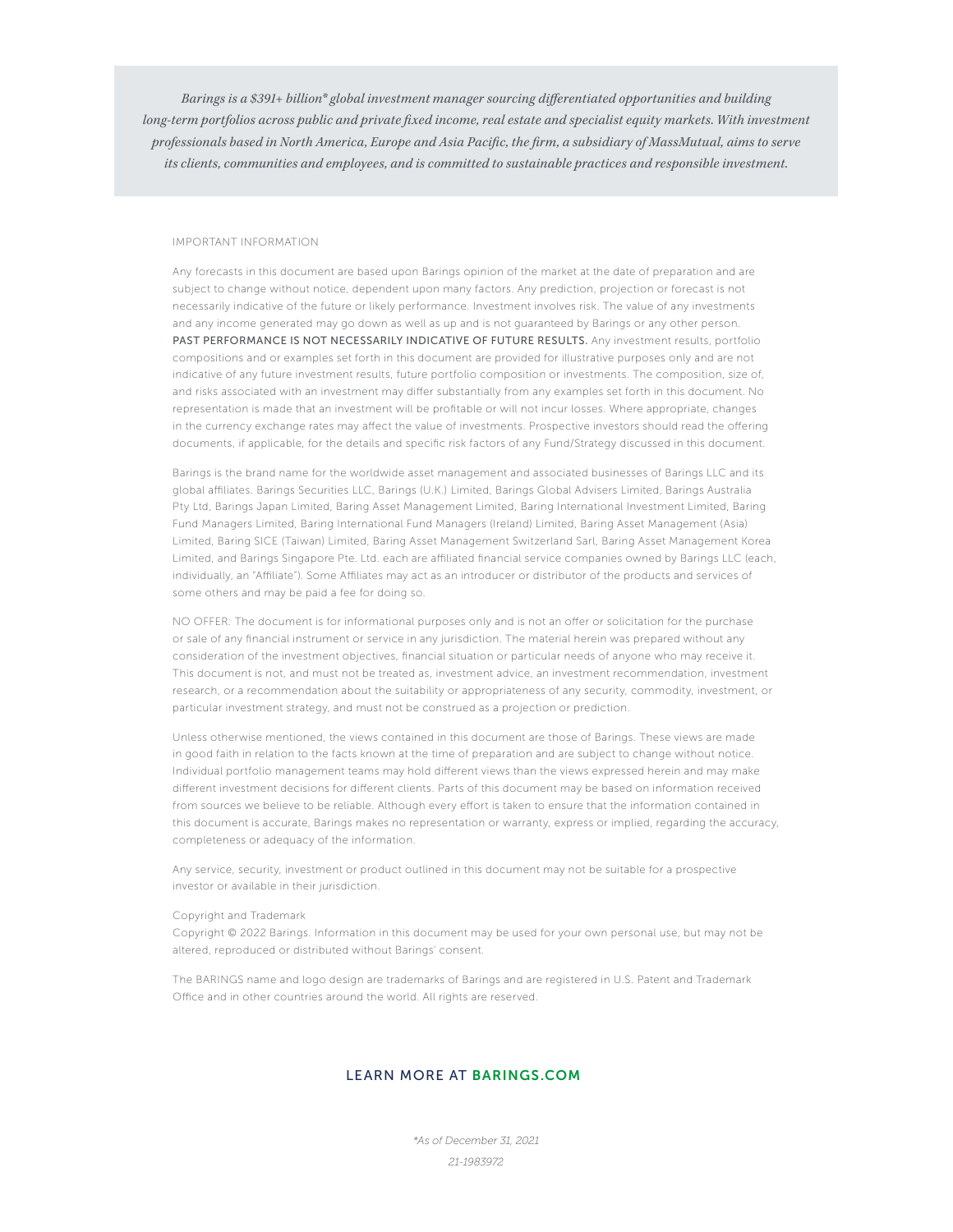*Barings is a $391+ billion* global investment manager sourcing differentiated opportunities and building long-term portfolios across public and private fixed income, real estate and specialist equity markets. With investment professionals based in North America, Europe and Asia Pacific, the firm, a subsidiary of MassMutual, aims to serve its clients, communities and employees, and is committed to sustainable practices and responsible investment.*

IMPORTANT INFORMATION

Any forecasts in this document are based upon Barings opinion of the market at the date of preparation and are subject to change without notice, dependent upon many factors. Any prediction, projection or forecast is not necessarily indicative of the future or likely performance. Investment involves risk. The value of any investments and any income generated may go down as well as up and is not guaranteed by Barings or any other person. PAST PERFORMANCE IS NOT NECESSARILY INDICATIVE OF FUTURE RESULTS. Any investment results, portfolio compositions and or examples set forth in this document are provided for illustrative purposes only and are not indicative of any future investment results, future portfolio composition or investments. The composition, size of, and risks associated with an investment may differ substantially from any examples set forth in this document. No representation is made that an investment will be profitable or will not incur losses. Where appropriate, changes in the currency exchange rates may affect the value of investments. Prospective investors should read the offering documents, if applicable, for the details and specific risk factors of any Fund/Strategy discussed in this document.

Barings is the brand name for the worldwide asset management and associated businesses of Barings LLC and its global affiliates. Barings Securities LLC, Barings (U.K.) Limited, Barings Global Advisers Limited, Barings Australia Pty Ltd, Barings Japan Limited, Baring Asset Management Limited, Baring International Investment Limited, Baring Fund Managers Limited, Baring International Fund Managers (Ireland) Limited, Baring Asset Management (Asia) Limited, Baring SICE (Taiwan) Limited, Baring Asset Management Switzerland Sarl, Baring Asset Management Korea Limited, and Barings Singapore Pte. Ltd. each are affiliated financial service companies owned by Barings LLC (each, individually, an "Affiliate"). Some Affiliates may act as an introducer or distributor of the products and services of some others and may be paid a fee for doing so.

NO OFFER: The document is for informational purposes only and is not an offer or solicitation for the purchase or sale of any financial instrument or service in any jurisdiction. The material herein was prepared without any consideration of the investment objectives, financial situation or particular needs of anyone who may receive it. This document is not, and must not be treated as, investment advice, an investment recommendation, investment research, or a recommendation about the suitability or appropriateness of any security, commodity, investment, or particular investment strategy, and must not be construed as a projection or prediction.

Unless otherwise mentioned, the views contained in this document are those of Barings. These views are made in good faith in relation to the facts known at the time of preparation and are subject to change without notice. Individual portfolio management teams may hold different views than the views expressed herein and may make different investment decisions for different clients. Parts of this document may be based on information received from sources we believe to be reliable. Although every effort is taken to ensure that the information contained in this document is accurate, Barings makes no representation or warranty, express or implied, regarding the accuracy, completeness or adequacy of the information.

Any service, security, investment or product outlined in this document may not be suitable for a prospective investor or available in their jurisdiction.

Copyright and Trademark
Copyright © 2022 Barings. Information in this document may be used for your own personal use, but may not be altered, reproduced or distributed without Barings' consent.

The BARINGS name and logo design are trademarks of Barings and are registered in U.S. Patent and Trademark Office and in other countries around the world. All rights are reserved.

LEARN MORE AT BARINGS.COM

*As of December 31, 2021

21-1983972